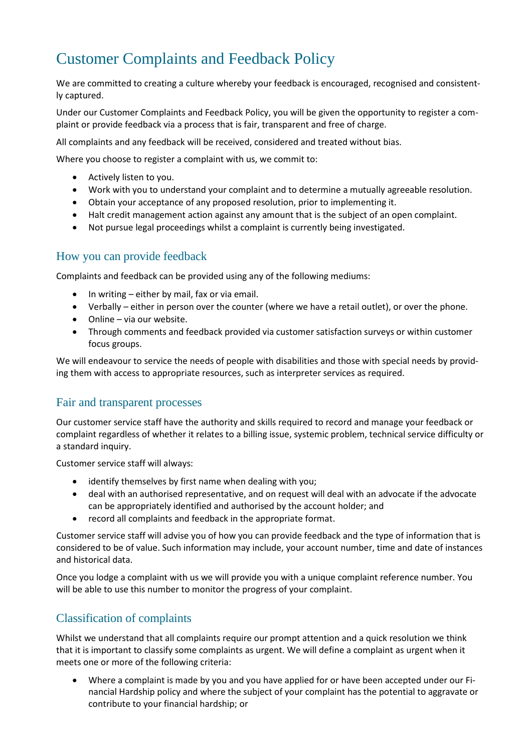# Customer Complaints and Feedback Policy

We are committed to creating a culture whereby your feedback is encouraged, recognised and consistently captured.

Under our Customer Complaints and Feedback Policy, you will be given the opportunity to register a complaint or provide feedback via a process that is fair, transparent and free of charge.

All complaints and any feedback will be received, considered and treated without bias.

Where you choose to register a complaint with us, we commit to:

- Actively listen to you.
- Work with you to understand your complaint and to determine a mutually agreeable resolution.
- Obtain your acceptance of any proposed resolution, prior to implementing it.
- Halt credit management action against any amount that is the subject of an open complaint.
- Not pursue legal proceedings whilst a complaint is currently being investigated.

## How you can provide feedback

Complaints and feedback can be provided using any of the following mediums:

- In writing – either by mail, fax or via email.
- Verbally – either in person over the counter (where we have a retail outlet), or over the phone.
- Online – via our website.
- Through comments and feedback provided via customer satisfaction surveys or within customer focus groups.

We will endeavour to service the needs of people with disabilities and those with special needs by providing them with access to appropriate resources, such as interpreter services as required.

## Fair and transparent processes

Our customer service staff have the authority and skills required to record and manage your feedback or complaint regardless of whether it relates to a billing issue, systemic problem, technical service difficulty or a standard inquiry.

Customer service staff will always:

- identify themselves by first name when dealing with you;
- deal with an authorised representative, and on request will deal with an advocate if the advocate can be appropriately identified and authorised by the account holder; and
- record all complaints and feedback in the appropriate format.

Customer service staff will advise you of how you can provide feedback and the type of information that is considered to be of value. Such information may include, your account number, time and date of instances and historical data.

Once you lodge a complaint with us we will provide you with a unique complaint reference number. You will be able to use this number to monitor the progress of your complaint.

## Classification of complaints

Whilst we understand that all complaints require our prompt attention and a quick resolution we think that it is important to classify some complaints as urgent. We will define a complaint as urgent when it meets one or more of the following criteria:

- Where a complaint is made by you and you have applied for or have been accepted under our Financial Hardship policy and where the subject of your complaint has the potential to aggravate or contribute to your financial hardship; or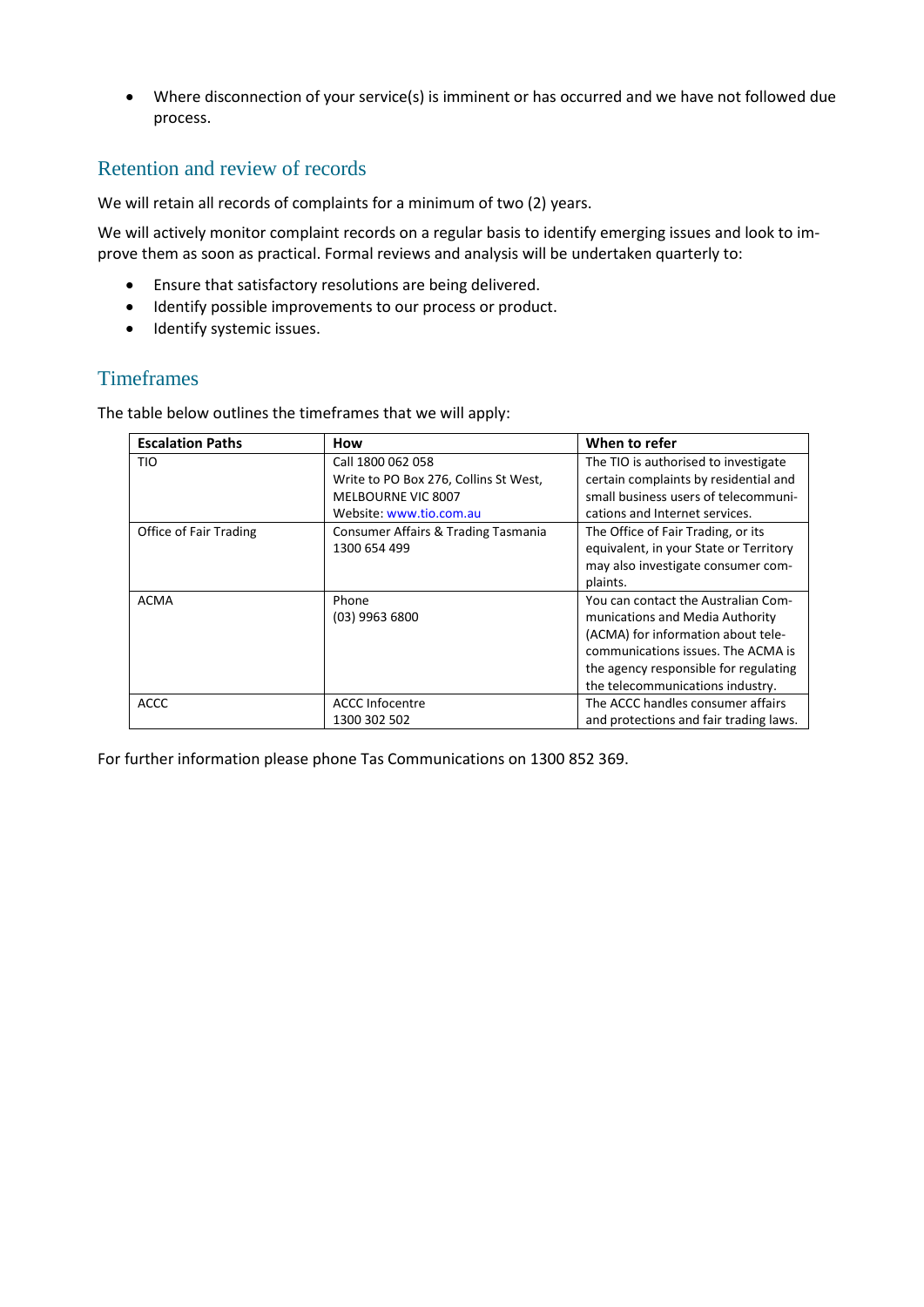- Where disconnection of your service(s) is imminent or has occurred and we have not followed due process.

## Retention and review of records

We will retain all records of complaints for a minimum of two (2) years.

We will actively monitor complaint records on a regular basis to identify emerging issues and look to improve them as soon as practical. Formal reviews and analysis will be undertaken quarterly to:

- Ensure that satisfactory resolutions are being delivered.
- Identify possible improvements to our process or product.
- Identify systemic issues.

## Timeframes

The table below outlines the timeframes that we will apply:

| Escalation Paths | How | When to refer |
|---|---|---|
| TIO | Call 1800 062 058<br>Write to PO Box 276, Collins St West, MELBOURNE VIC 8007<br>Website: www.tio.com.au | The TIO is authorised to investigate certain complaints by residential and small business users of telecommunications and Internet services. |
| Office of Fair Trading | Consumer Affairs & Trading Tasmania<br>1300 654 499 | The Office of Fair Trading, or its equivalent, in your State or Territory may also investigate consumer complaints. |
| ACMA | Phone<br>(03) 9963 6800 | You can contact the Australian Communications and Media Authority (ACMA) for information about telecommunications issues. The ACMA is the agency responsible for regulating the telecommunications industry. |
| ACCC | ACCC Infocentre<br>1300 302 502 | The ACCC handles consumer affairs and protections and fair trading laws. |

For further information please phone Tas Communications on 1300 852 369.